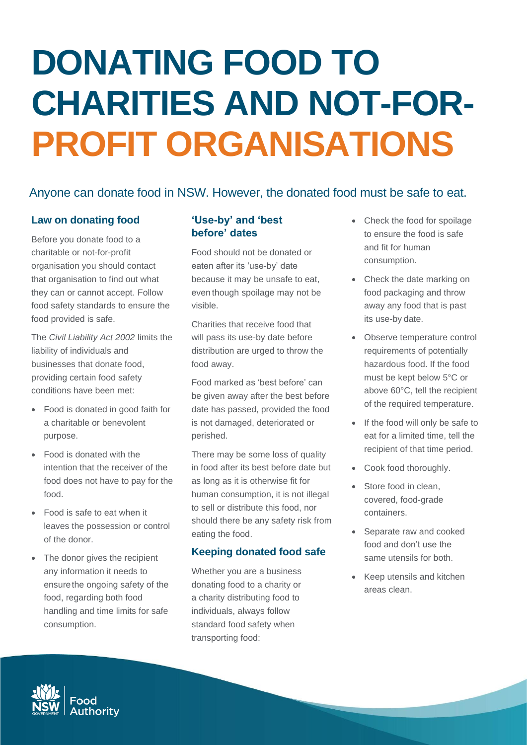# DONATING FOOD TO CHARITIES AND NOT-FOR-PROFIT ORGANISATIONS

Anyone can donate food in NSW. However, the donated food must be safe to eat.

## Law on donating food

Before you donate food to a charitable or not-for-profit organisation you should contact that organisation to find out what they can or cannot accept. Follow food safety standards to ensure the food provided is safe.

The *Civil Liability Act 2002* limits the liability of individuals and businesses that donate food, providing certain food safety conditions have been met:

- Food is donated in good faith for a charitable or benevolent purpose.
- Food is donated with the intention that the receiver of the food does not have to pay for the food.
- Food is safe to eat when it leaves the possession or control of the donor.
- The donor gives the recipient any information it needs to ensure the ongoing safety of the food, regarding both food handling and time limits for safe consumption.

## 'Use-by' and 'best before' dates

Food should not be donated or eaten after its 'use-by' date because it may be unsafe to eat, even though spoilage may not be visible.

Charities that receive food that will pass its use-by date before distribution are urged to throw the food away.

Food marked as 'best before' can be given away after the best before date has passed, provided the food is not damaged, deteriorated or perished.

There may be some loss of quality in food after its best before date but as long as it is otherwise fit for human consumption, it is not illegal to sell or distribute this food, nor should there be any safety risk from eating the food.

## Keeping donated food safe

Whether you are a business donating food to a charity or a charity distributing food to individuals, always follow standard food safety when transporting food:

- Check the food for spoilage to ensure the food is safe and fit for human consumption.
- Check the date marking on food packaging and throw away any food that is past its use-by date.
- Observe temperature control requirements of potentially hazardous food. If the food must be kept below 5°C or above 60°C, tell the recipient of the required temperature.
- If the food will only be safe to eat for a limited time, tell the recipient of that time period.
- Cook food thoroughly.
- Store food in clean, covered, food-grade containers.
- Separate raw and cooked food and don't use the same utensils for both.
- Keep utensils and kitchen areas clean.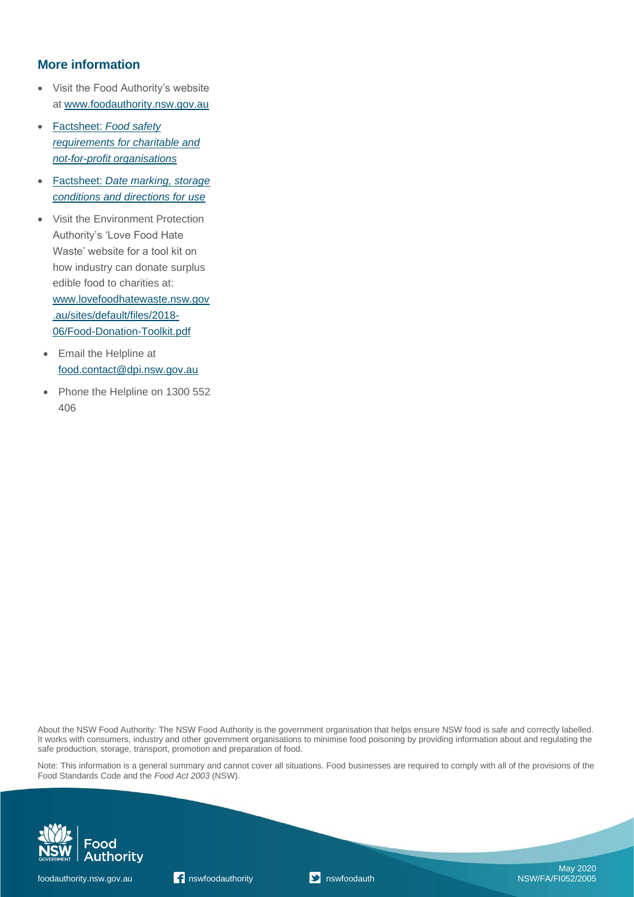## More information

- Visit the Food Authority's website at www.foodauthority.nsw.gov.au
- Factsheet: *Food safety requirements for charitable and not-for-profit organisations*
- Factsheet: *Date marking, storage conditions and directions for use*
- Visit the Environment Protection Authority's 'Love Food Hate Waste' website for a tool kit on how industry can donate surplus edible food to charities at: www.lovefoodhatewaste.nsw.gov.au/sites/default/files/2018-06/Food-Donation-Toolkit.pdf
- Email the Helpline at food.contact@dpi.nsw.gov.au
- Phone the Helpline on 1300 552 406

About the NSW Food Authority: The NSW Food Authority is the government organisation that helps ensure NSW food is safe and correctly labelled. It works with consumers, industry and other government organisations to minimise food poisoning by providing information about and regulating the safe production, storage, transport, promotion and preparation of food.

Note: This information is a general summary and cannot cover all situations. Food businesses are required to comply with all of the provisions of the Food Standards Code and the *Food Act 2003* (NSW).

foodauthority.nsw.gov.au nswfoodauthority nswfoodauth

May 2020
NSW/FA/FI052/2005